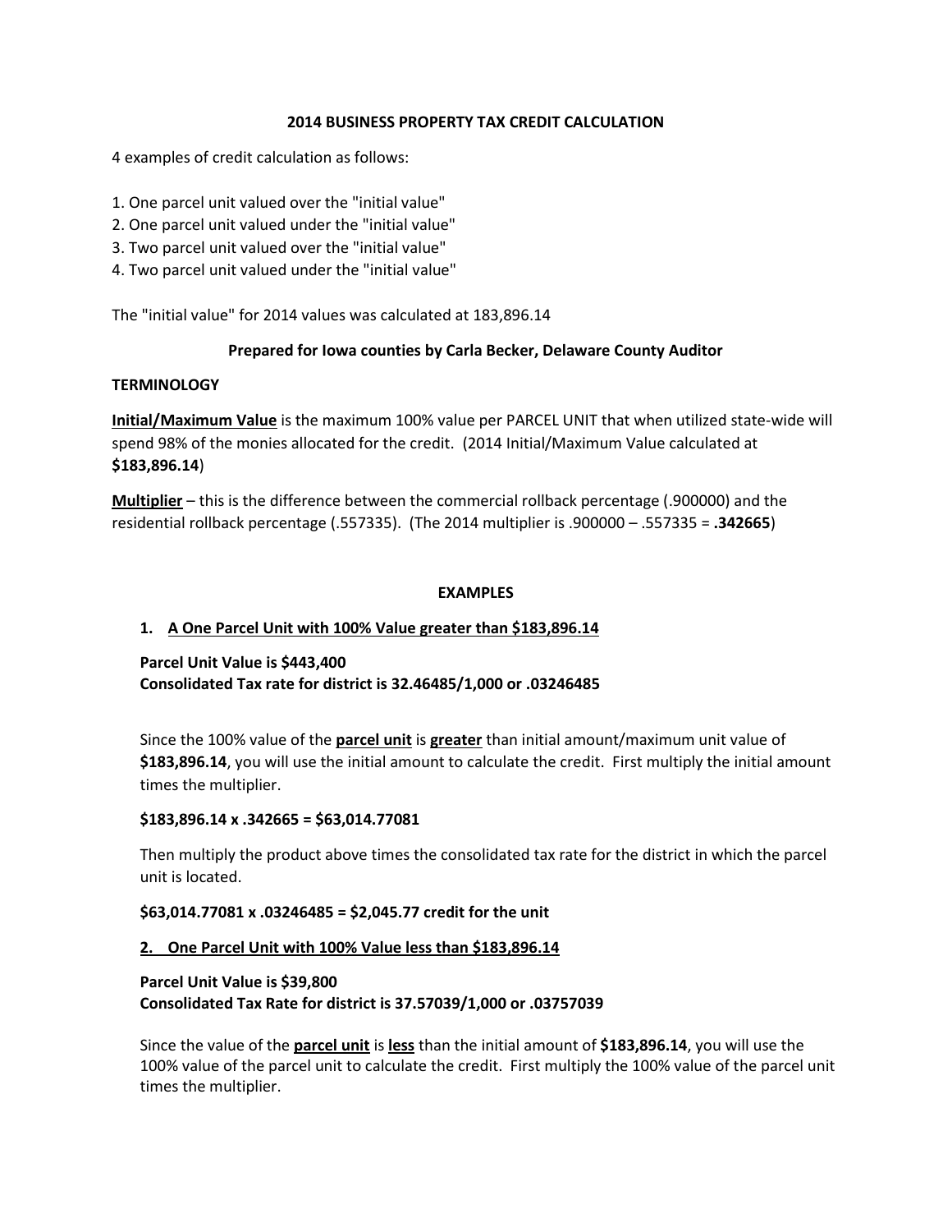# 2014 BUSINESS PROPERTY TAX CREDIT CALCULATION

4 examples of credit calculation as follows:

1. One parcel unit valued over the "initial value"
2. One parcel unit valued under the "initial value"
3. Two parcel unit valued over the "initial value"
4. Two parcel unit valued under the "initial value"

The "initial value" for 2014 values was calculated at 183,896.14

**Prepared for Iowa counties by Carla Becker, Delaware County Auditor**

## TERMINOLOGY

**Initial/Maximum Value** is the maximum 100% value per PARCEL UNIT that when utilized state-wide will spend 98% of the monies allocated for the credit. (2014 Initial/Maximum Value calculated at **$183,896.14**)

**Multiplier** – this is the difference between the commercial rollback percentage (.900000) and the residential rollback percentage (.557335). (The 2014 multiplier is .900000 – .557335 = **.342665**)

## EXAMPLES

### 1. A One Parcel Unit with 100% Value greater than $183,896.14

**Parcel Unit Value is $443,400**
**Consolidated Tax rate for district is 32.46485/1,000 or .03246485**

Since the 100% value of the **parcel unit** is **greater** than initial amount/maximum unit value of **$183,896.14**, you will use the initial amount to calculate the credit. First multiply the initial amount times the multiplier.

**$183,896.14 x .342665 = $63,014.77081**

Then multiply the product above times the consolidated tax rate for the district in which the parcel unit is located.

**$63,014.77081 x .03246485 = $2,045.77 credit for the unit**

### 2. One Parcel Unit with 100% Value less than $183,896.14

**Parcel Unit Value is $39,800**
**Consolidated Tax Rate for district is 37.57039/1,000 or .03757039**

Since the value of the **parcel unit** is **less** than the initial amount of **$183,896.14**, you will use the 100% value of the parcel unit to calculate the credit. First multiply the 100% value of the parcel unit times the multiplier.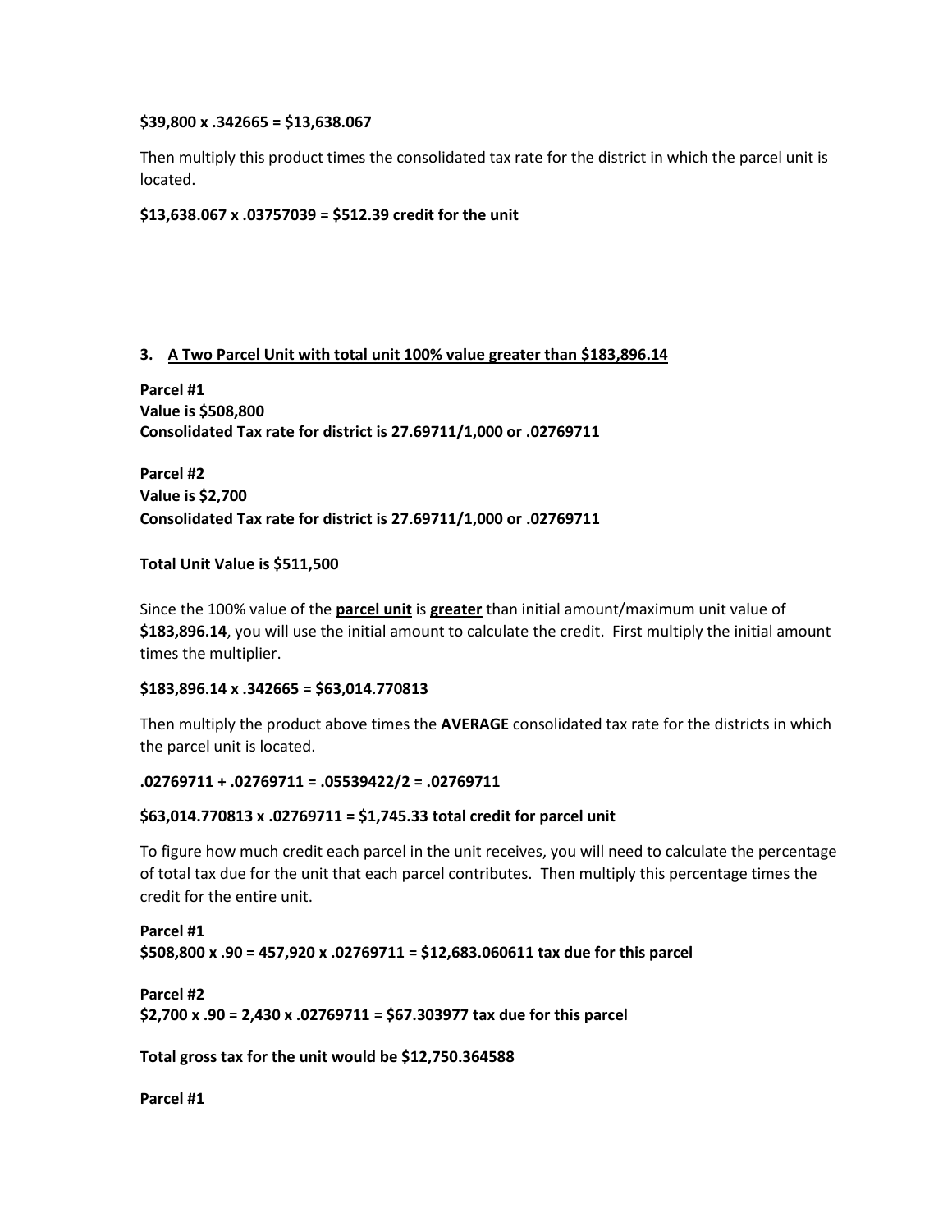**$39,800 x .342665 = $13,638.067**

Then multiply this product times the consolidated tax rate for the district in which the parcel unit is located.

**$13,638.067 x .03757039 = $512.39 credit for the unit**

**3. <u>A Two Parcel Unit with total unit 100% value greater than $183,896.14</u>**

**Parcel #1**
**Value is $508,800**
**Consolidated Tax rate for district is 27.69711/1,000 or .02769711**

**Parcel #2**
**Value is $2,700**
**Consolidated Tax rate for district is 27.69711/1,000 or .02769711**

**Total Unit Value is $511,500**

Since the 100% value of the **<u>parcel unit</u>** is **<u>greater</u>** than initial amount/maximum unit value of **$183,896.14**, you will use the initial amount to calculate the credit. First multiply the initial amount times the multiplier.

**$183,896.14 x .342665 = $63,014.770813**

Then multiply the product above times the **AVERAGE** consolidated tax rate for the districts in which the parcel unit is located.

**.02769711 + .02769711 = .05539422/2 = .02769711**

**$63,014.770813 x .02769711 = $1,745.33 total credit for parcel unit**

To figure how much credit each parcel in the unit receives, you will need to calculate the percentage of total tax due for the unit that each parcel contributes. Then multiply this percentage times the credit for the entire unit.

**Parcel #1**
**$508,800 x .90 = 457,920 x .02769711 = $12,683.060611 tax due for this parcel**

**Parcel #2**
**$2,700 x .90 = 2,430 x .02769711 = $67.303977 tax due for this parcel**

**Total gross tax for the unit would be $12,750.364588**

**Parcel #1**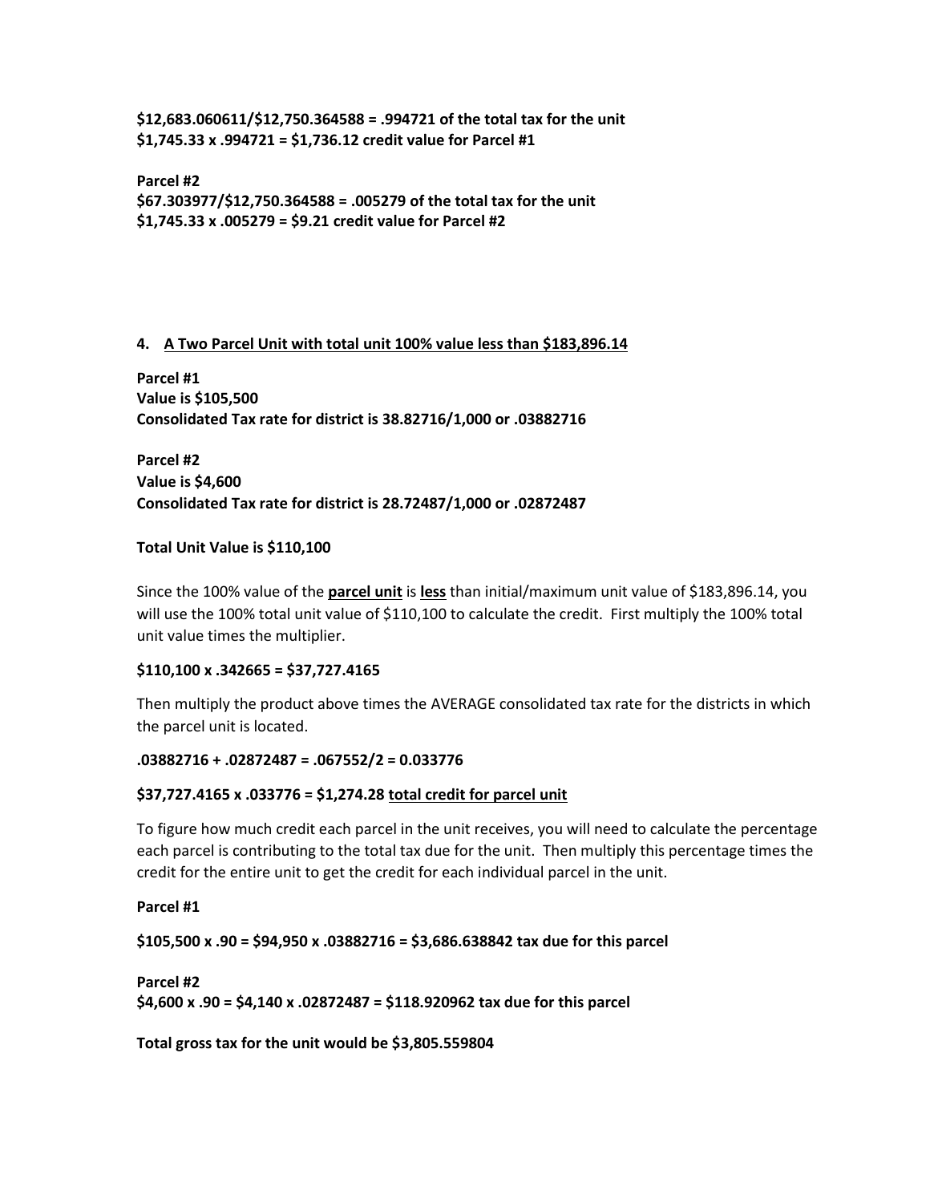**$12,683.060611/$12,750.364588 = .994721 of the total tax for the unit**
**$1,745.33 x .994721 = $1,736.12 credit value for Parcel #1**

**Parcel #2**
**$67.303977/$12,750.364588 = .005279 of the total tax for the unit**
**$1,745.33 x .005279 = $9.21 credit value for Parcel #2**

**4. <u>A Two Parcel Unit with total unit 100% value less than $183,896.14</u>**

**Parcel #1**
**Value is $105,500**
**Consolidated Tax rate for district is 38.82716/1,000 or .03882716**

**Parcel #2**
**Value is $4,600**
**Consolidated Tax rate for district is 28.72487/1,000 or .02872487**

**Total Unit Value is $110,100**

Since the 100% value of the **<u>parcel unit</u>** is **<u>less</u>** than initial/maximum unit value of $183,896.14, you will use the 100% total unit value of $110,100 to calculate the credit. First multiply the 100% total unit value times the multiplier.

**$110,100 x .342665 = $37,727.4165**

Then multiply the product above times the AVERAGE consolidated tax rate for the districts in which the parcel unit is located.

**.03882716 + .02872487 = .067552/2 = 0.033776**

**$37,727.4165 x .033776 = $1,274.28 <u>total credit for parcel unit</u>**

To figure how much credit each parcel in the unit receives, you will need to calculate the percentage each parcel is contributing to the total tax due for the unit. Then multiply this percentage times the credit for the entire unit to get the credit for each individual parcel in the unit.

**Parcel #1**

**$105,500 x .90 = $94,950 x .03882716 = $3,686.638842 tax due for this parcel**

**Parcel #2**
**$4,600 x .90 = $4,140 x .02872487 = $118.920962 tax due for this parcel**

**Total gross tax for the unit would be $3,805.559804**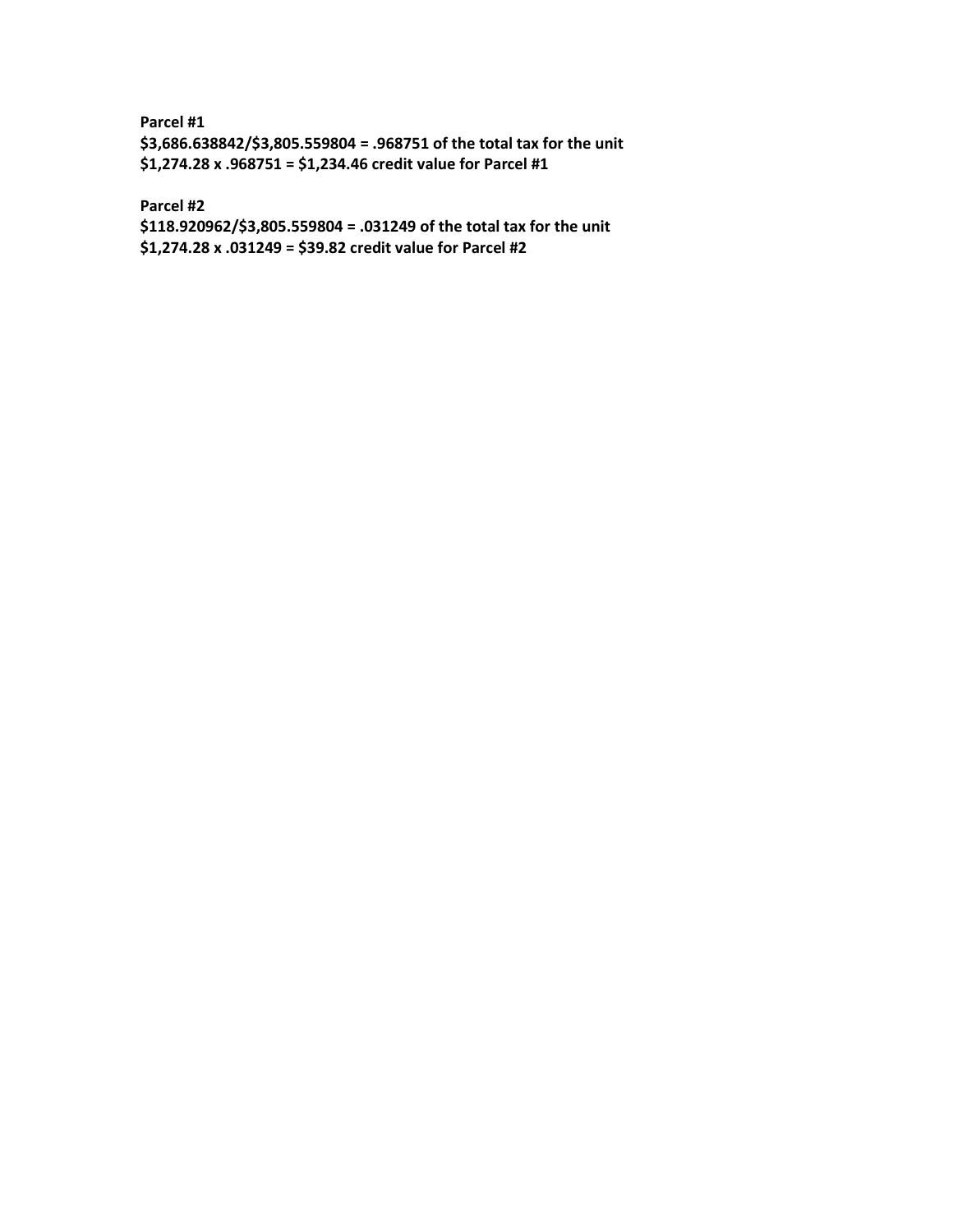**Parcel #1**
**$3,686.638842/$3,805.559804 = .968751 of the total tax for the unit**
**$1,274.28 x .968751 = $1,234.46 credit value for Parcel #1**

**Parcel #2**
**$118.920962/$3,805.559804 = .031249 of the total tax for the unit**
**$1,274.28 x .031249 = $39.82 credit value for Parcel #2**